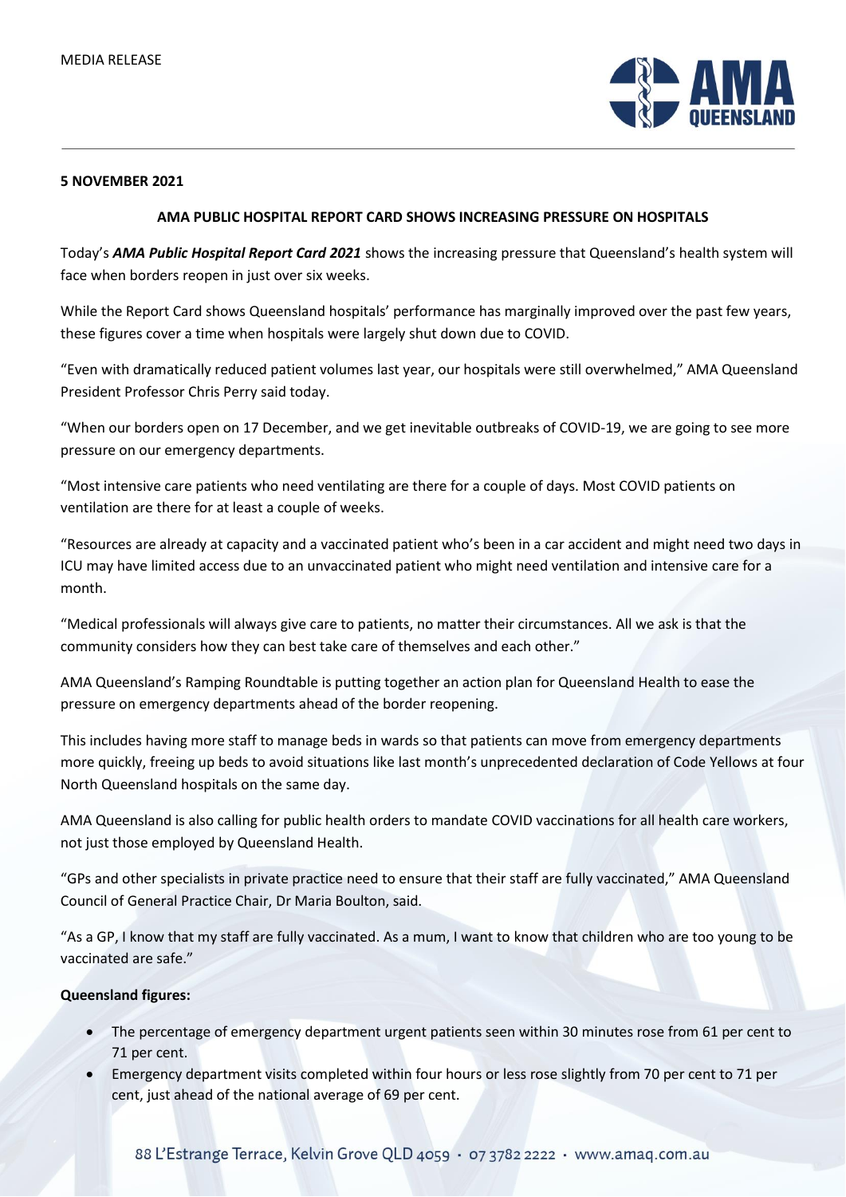MEDIA RELEASE

**5 NOVEMBER 2021**

## AMA PUBLIC HOSPITAL REPORT CARD SHOWS INCREASING PRESSURE ON HOSPITALS

Today's ***AMA Public Hospital Report Card 2021*** shows the increasing pressure that Queensland's health system will face when borders reopen in just over six weeks.

While the Report Card shows Queensland hospitals' performance has marginally improved over the past few years, these figures cover a time when hospitals were largely shut down due to COVID.

"Even with dramatically reduced patient volumes last year, our hospitals were still overwhelmed," AMA Queensland President Professor Chris Perry said today.

"When our borders open on 17 December, and we get inevitable outbreaks of COVID-19, we are going to see more pressure on our emergency departments.

"Most intensive care patients who need ventilating are there for a couple of days. Most COVID patients on ventilation are there for at least a couple of weeks.

"Resources are already at capacity and a vaccinated patient who's been in a car accident and might need two days in ICU may have limited access due to an unvaccinated patient who might need ventilation and intensive care for a month.

"Medical professionals will always give care to patients, no matter their circumstances. All we ask is that the community considers how they can best take care of themselves and each other."

AMA Queensland's Ramping Roundtable is putting together an action plan for Queensland Health to ease the pressure on emergency departments ahead of the border reopening.

This includes having more staff to manage beds in wards so that patients can move from emergency departments more quickly, freeing up beds to avoid situations like last month's unprecedented declaration of Code Yellows at four North Queensland hospitals on the same day.

AMA Queensland is also calling for public health orders to mandate COVID vaccinations for all health care workers, not just those employed by Queensland Health.

"GPs and other specialists in private practice need to ensure that their staff are fully vaccinated," AMA Queensland Council of General Practice Chair, Dr Maria Boulton, said.

"As a GP, I know that my staff are fully vaccinated. As a mum, I want to know that children who are too young to be vaccinated are safe."

**Queensland figures:**

- The percentage of emergency department urgent patients seen within 30 minutes rose from 61 per cent to 71 per cent.
- Emergency department visits completed within four hours or less rose slightly from 70 per cent to 71 per cent, just ahead of the national average of 69 per cent.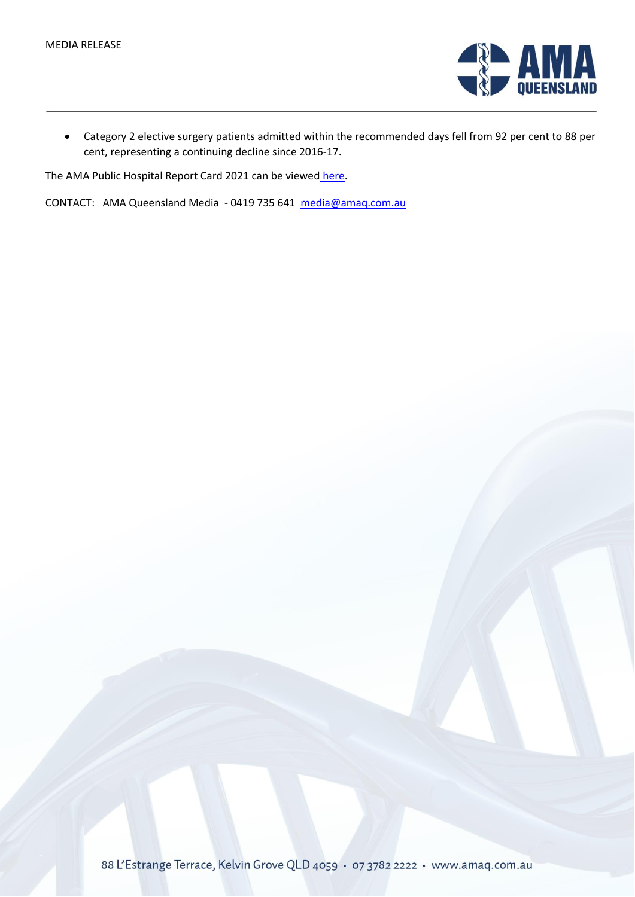- Category 2 elective surgery patients admitted within the recommended days fell from 92 per cent to 88 per cent, representing a continuing decline since 2016-17.

The AMA Public Hospital Report Card 2021 can be viewed here.

CONTACT: AMA Queensland Media - 0419 735 641 media@amaq.com.au